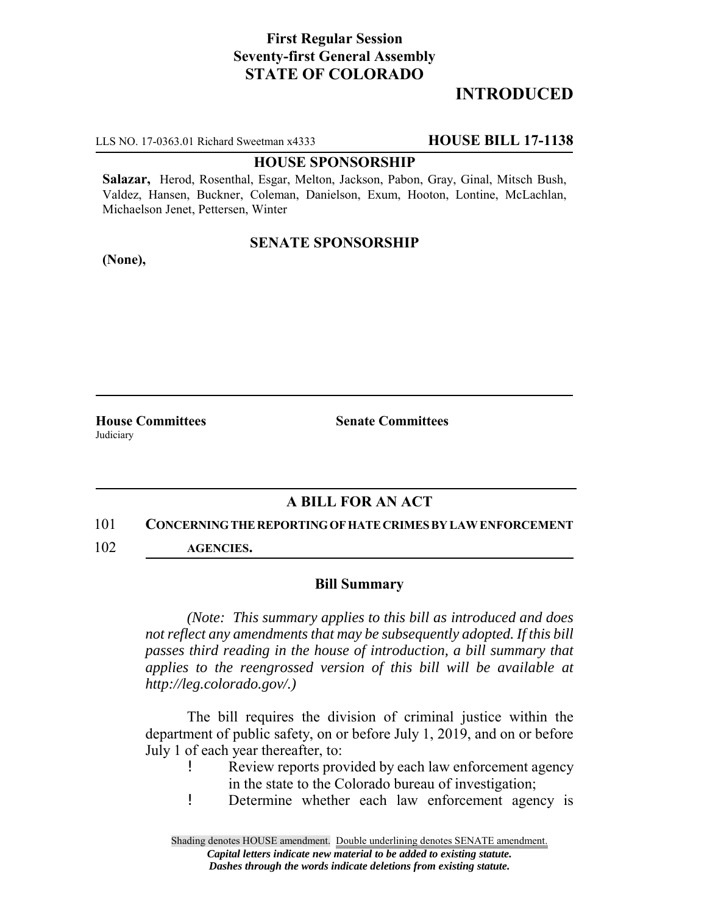**First Regular Session**
**Seventy-first General Assembly**
**STATE OF COLORADO**

# INTRODUCED

LLS NO. 17-0363.01 Richard Sweetman x4333 **HOUSE BILL 17-1138**

**HOUSE SPONSORSHIP**

**Salazar,** Herod, Rosenthal, Esgar, Melton, Jackson, Pabon, Gray, Ginal, Mitsch Bush, Valdez, Hansen, Buckner, Coleman, Danielson, Exum, Hooton, Lontine, McLachlan, Michaelson Jenet, Pettersen, Winter

**SENATE SPONSORSHIP**

**(None),**

**House Committees**
Judiciary

**Senate Committees**

## A BILL FOR AN ACT

101 **CONCERNING THE REPORTING OF HATE CRIMES BY LAW ENFORCEMENT**
102 **AGENCIES.**

### Bill Summary

*(Note: This summary applies to this bill as introduced and does not reflect any amendments that may be subsequently adopted. If this bill passes third reading in the house of introduction, a bill summary that applies to the reengrossed version of this bill will be available at http://leg.colorado.gov/.)*

The bill requires the division of criminal justice within the department of public safety, on or before July 1, 2019, and on or before July 1 of each year thereafter, to:

- Review reports provided by each law enforcement agency in the state to the Colorado bureau of investigation;
- Determine whether each law enforcement agency is

Shading denotes HOUSE amendment. Double underlining denotes SENATE amendment.
*Capital letters indicate new material to be added to existing statute.*
*Dashes through the words indicate deletions from existing statute.*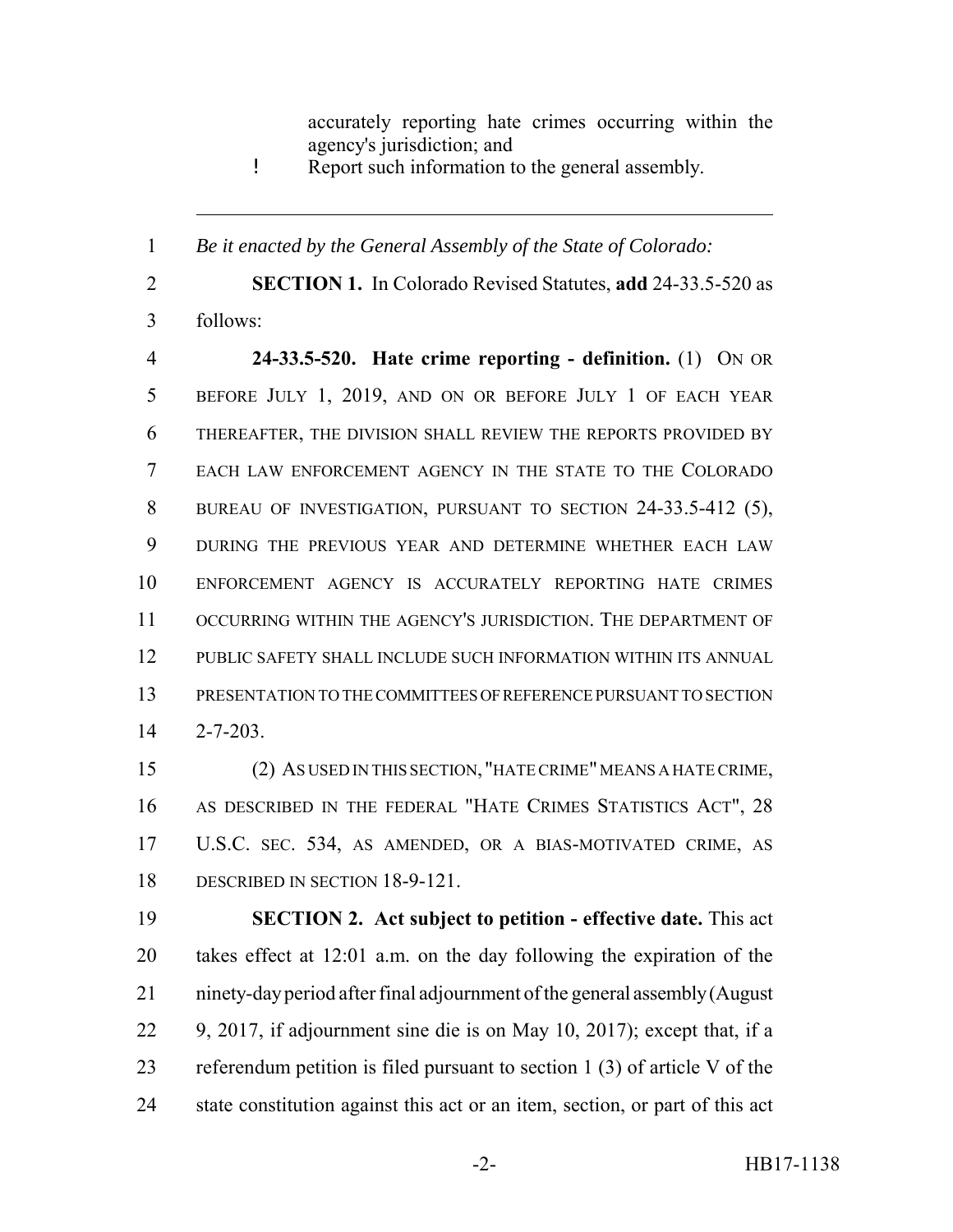accurately reporting hate crimes occurring within the agency's jurisdiction; and

! Report such information to the general assembly.

---

*Be it enacted by the General Assembly of the State of Colorado:*

**SECTION 1.** In Colorado Revised Statutes, **add** 24-33.5-520 as follows:

**24-33.5-520. Hate crime reporting - definition.** (1) ON OR BEFORE JULY 1, 2019, AND ON OR BEFORE JULY 1 OF EACH YEAR THEREAFTER, THE DIVISION SHALL REVIEW THE REPORTS PROVIDED BY EACH LAW ENFORCEMENT AGENCY IN THE STATE TO THE COLORADO BUREAU OF INVESTIGATION, PURSUANT TO SECTION 24-33.5-412 (5), DURING THE PREVIOUS YEAR AND DETERMINE WHETHER EACH LAW ENFORCEMENT AGENCY IS ACCURATELY REPORTING HATE CRIMES OCCURRING WITHIN THE AGENCY'S JURISDICTION. THE DEPARTMENT OF PUBLIC SAFETY SHALL INCLUDE SUCH INFORMATION WITHIN ITS ANNUAL PRESENTATION TO THE COMMITTEES OF REFERENCE PURSUANT TO SECTION 2-7-203.

(2) AS USED IN THIS SECTION, "HATE CRIME" MEANS A HATE CRIME, AS DESCRIBED IN THE FEDERAL "HATE CRIMES STATISTICS ACT", 28 U.S.C. SEC. 534, AS AMENDED, OR A BIAS-MOTIVATED CRIME, AS DESCRIBED IN SECTION 18-9-121.

**SECTION 2. Act subject to petition - effective date.** This act takes effect at 12:01 a.m. on the day following the expiration of the ninety-day period after final adjournment of the general assembly (August 9, 2017, if adjournment sine die is on May 10, 2017); except that, if a referendum petition is filed pursuant to section 1 (3) of article V of the state constitution against this act or an item, section, or part of this act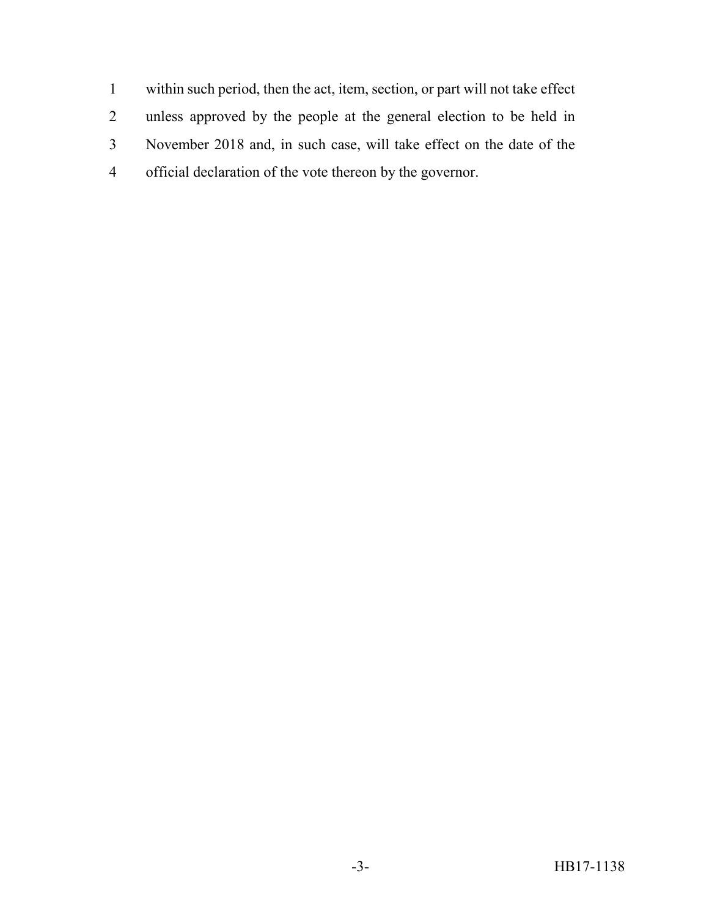within such period, then the act, item, section, or part will not take effect unless approved by the people at the general election to be held in November 2018 and, in such case, will take effect on the date of the official declaration of the vote thereon by the governor.